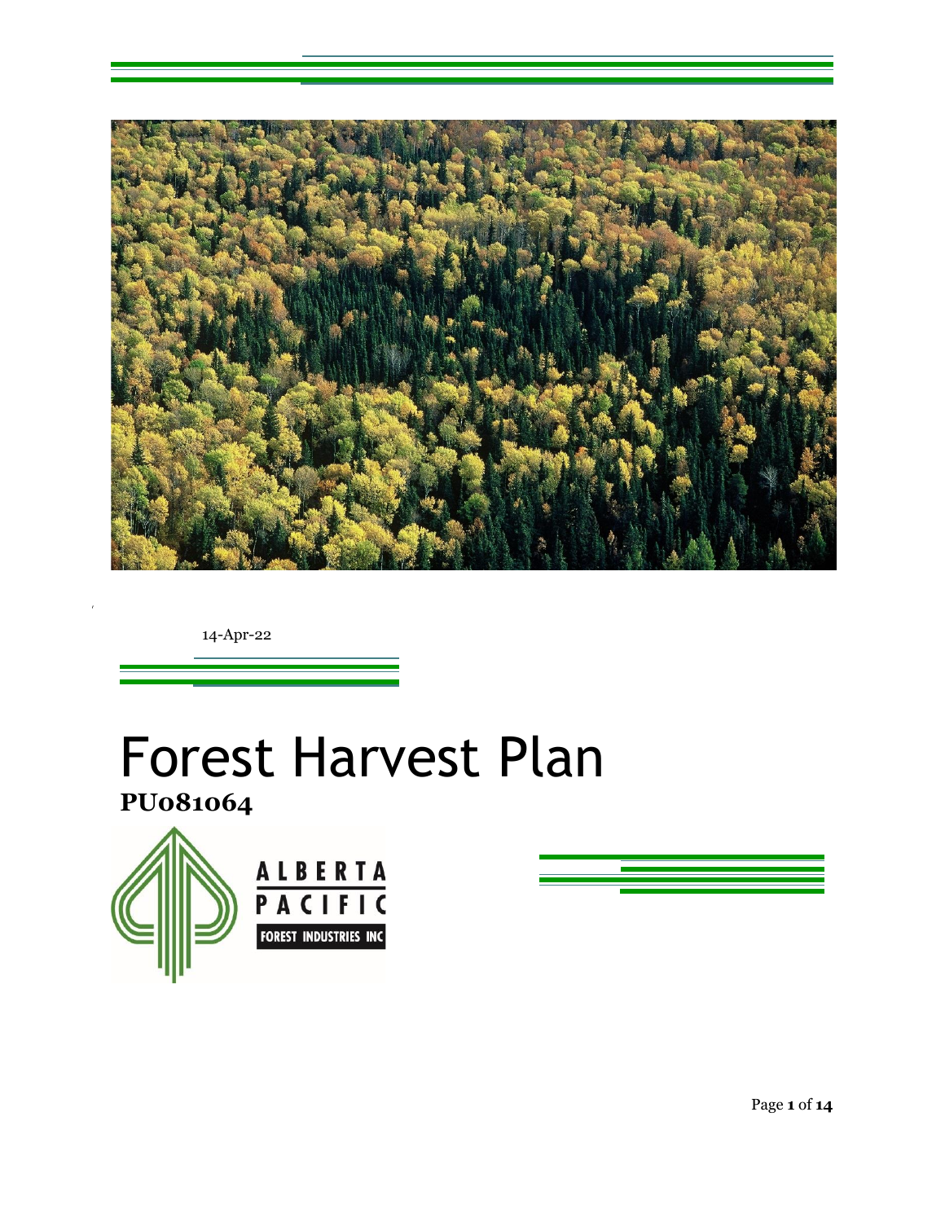14-Apr-22

# Forest Harvest Plan

**PU081064**

ALBERTA PACIFIC FOREST INDUSTRIES INC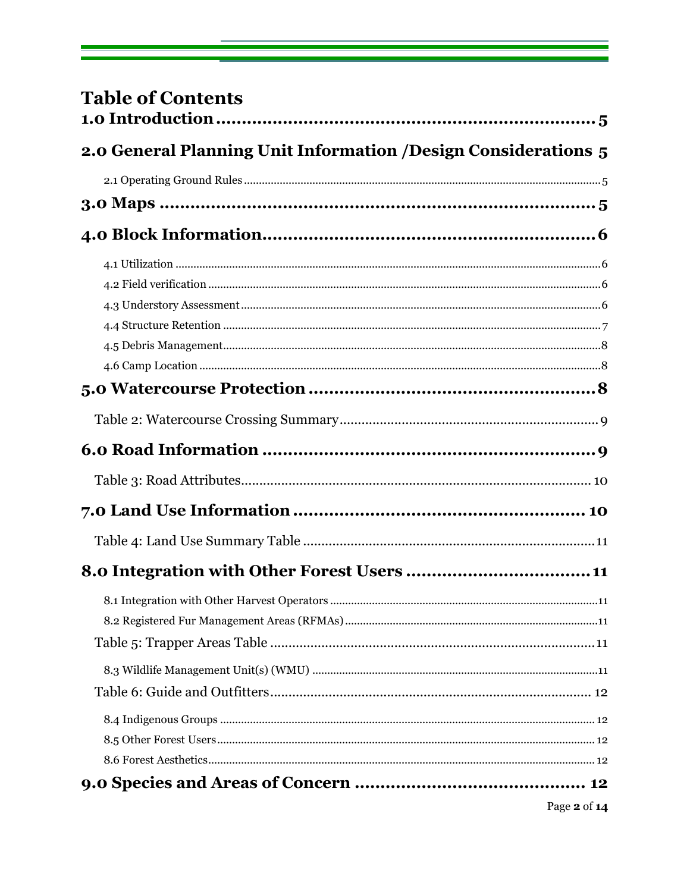# Table of Contents

1.0 Introduction ..... 5

2.0 General Planning Unit Information /Design Considerations 5

- 2.1 Operating Ground Rules ..... 5

3.0 Maps ..... 5

4.0 Block Information ..... 6

- 4.1 Utilization ..... 6
- 4.2 Field verification ..... 6
- 4.3 Understory Assessment ..... 6
- 4.4 Structure Retention ..... 7
- 4.5 Debris Management ..... 8
- 4.6 Camp Location ..... 8

5.0 Watercourse Protection ..... 8

- Table 2: Watercourse Crossing Summary ..... 9

6.0 Road Information ..... 9

- Table 3: Road Attributes ..... 10

7.0 Land Use Information ..... 10

- Table 4: Land Use Summary Table ..... 11

8.0 Integration with Other Forest Users ..... 11

- 8.1 Integration with Other Harvest Operators ..... 11
- 8.2 Registered Fur Management Areas (RFMAs) ..... 11
- Table 5: Trapper Areas Table ..... 11
- 8.3 Wildlife Management Unit(s) (WMU) ..... 11
- Table 6: Guide and Outfitters ..... 12
- 8.4 Indigenous Groups ..... 12
- 8.5 Other Forest Users ..... 12
- 8.6 Forest Aesthetics ..... 12

9.0 Species and Areas of Concern ..... 12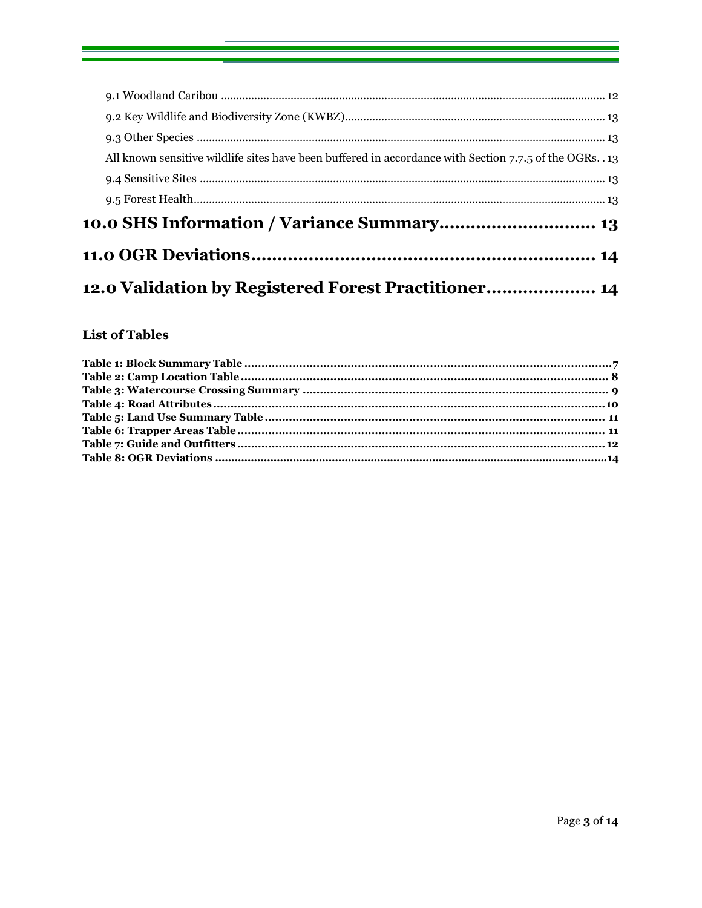9.1 Woodland Caribou ............................................................................................................................ 12

9.2 Key Wildlife and Biodiversity Zone (KWBZ) .................................................................................... 13

9.3 Other Species .................................................................................................................................... 13

All known sensitive wildlife sites have been buffered in accordance with Section 7.7.5 of the OGRs. . 13

9.4 Sensitive Sites .................................................................................................................................... 13

9.5 Forest Health ..................................................................................................................................... 13

**10.0 SHS Information / Variance Summary.............................. 13**

**11.0 OGR Deviations................................................................. 14**

**12.0 Validation by Registered Forest Practitioner.................... 14**

### List of Tables

**Table 1: Block Summary Table ..........................................................................................................7**
**Table 2: Camp Location Table ........................................................................................................... 8**
**Table 3: Watercourse Crossing Summary ......................................................................................... 9**
**Table 4: Road Attributes ...................................................................................................................10**
**Table 5: Land Use Summary Table ................................................................................................... 11**
**Table 6: Trapper Areas Table ........................................................................................................... 11**
**Table 7: Guide and Outfitters ............................................................................................................12**
**Table 8: OGR Deviations ...................................................................................................................14**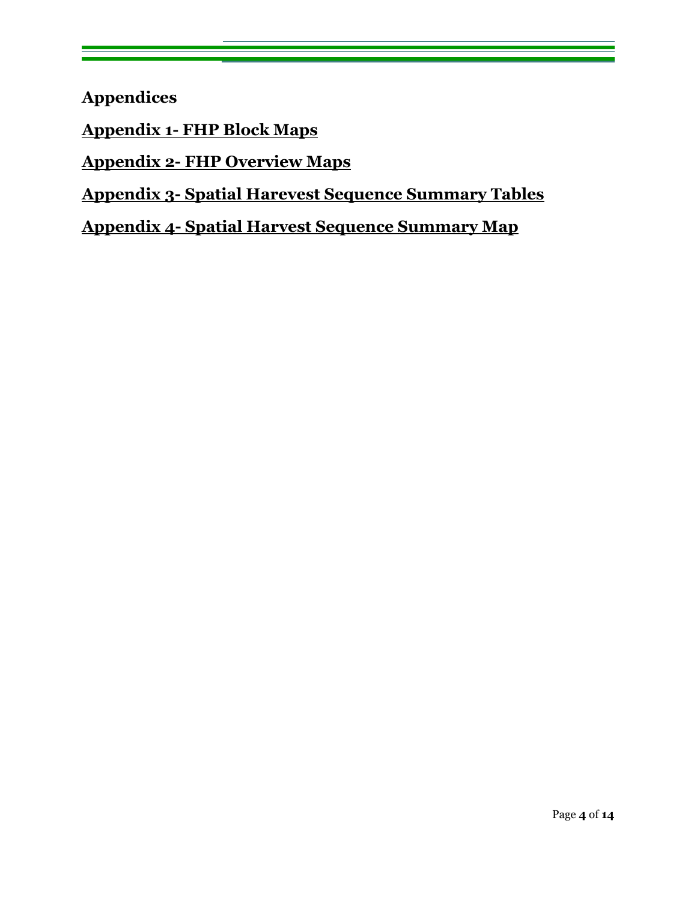# Appendices

## Appendix 1- FHP Block Maps

## Appendix 2- FHP Overview Maps

## Appendix 3- Spatial Harevest Sequence Summary Tables

## Appendix 4- Spatial Harvest Sequence Summary Map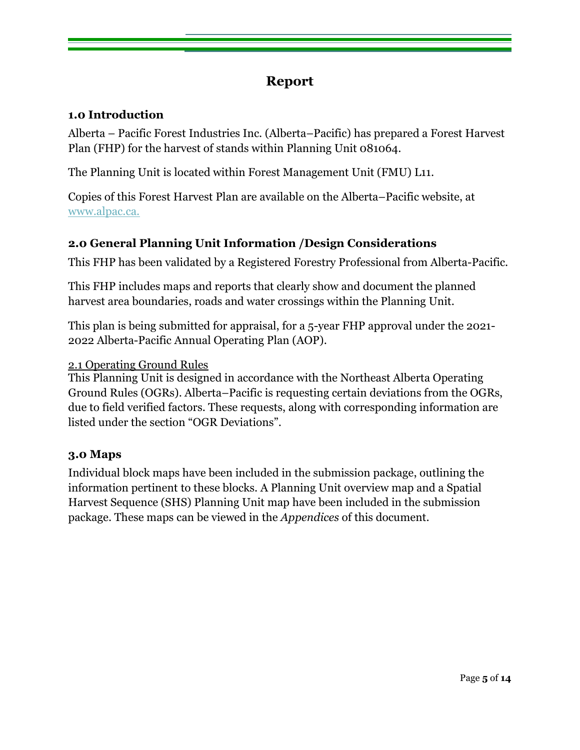# Report

## 1.0 Introduction

Alberta – Pacific Forest Industries Inc. (Alberta–Pacific) has prepared a Forest Harvest Plan (FHP) for the harvest of stands within Planning Unit 081064.

The Planning Unit is located within Forest Management Unit (FMU) L11.

Copies of this Forest Harvest Plan are available on the Alberta–Pacific website, at www.alpac.ca.

## 2.0 General Planning Unit Information /Design Considerations

This FHP has been validated by a Registered Forestry Professional from Alberta-Pacific.

This FHP includes maps and reports that clearly show and document the planned harvest area boundaries, roads and water crossings within the Planning Unit.

This plan is being submitted for appraisal, for a 5-year FHP approval under the 2021-2022 Alberta-Pacific Annual Operating Plan (AOP).

### 2.1 Operating Ground Rules

This Planning Unit is designed in accordance with the Northeast Alberta Operating Ground Rules (OGRs). Alberta–Pacific is requesting certain deviations from the OGRs, due to field verified factors. These requests, along with corresponding information are listed under the section "OGR Deviations".

## 3.0 Maps

Individual block maps have been included in the submission package, outlining the information pertinent to these blocks. A Planning Unit overview map and a Spatial Harvest Sequence (SHS) Planning Unit map have been included in the submission package. These maps can be viewed in the *Appendices* of this document.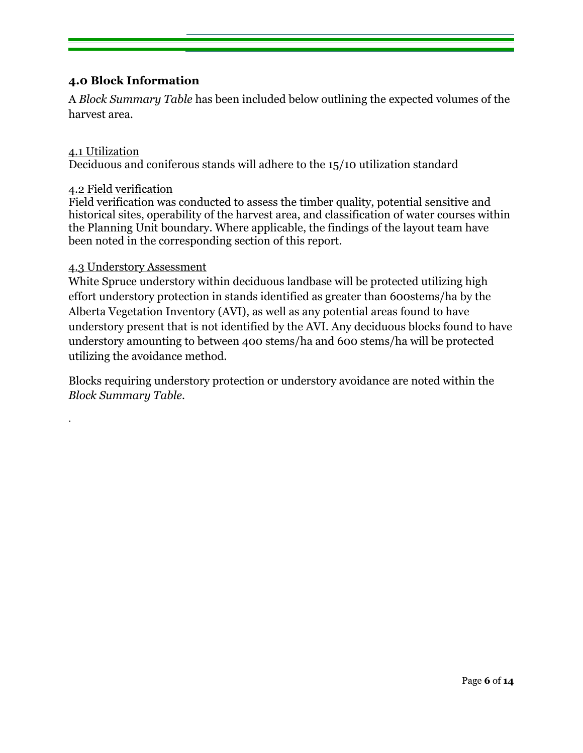## 4.0 Block Information

A *Block Summary Table* has been included below outlining the expected volumes of the harvest area.

### 4.1 Utilization

Deciduous and coniferous stands will adhere to the 15/10 utilization standard

### 4.2 Field verification

Field verification was conducted to assess the timber quality, potential sensitive and historical sites, operability of the harvest area, and classification of water courses within the Planning Unit boundary. Where applicable, the findings of the layout team have been noted in the corresponding section of this report.

### 4.3 Understory Assessment

White Spruce understory within deciduous landbase will be protected utilizing high effort understory protection in stands identified as greater than 600stems/ha by the Alberta Vegetation Inventory (AVI), as well as any potential areas found to have understory present that is not identified by the AVI. Any deciduous blocks found to have understory amounting to between 400 stems/ha and 600 stems/ha will be protected utilizing the avoidance method.

Blocks requiring understory protection or understory avoidance are noted within the *Block Summary Table*.

.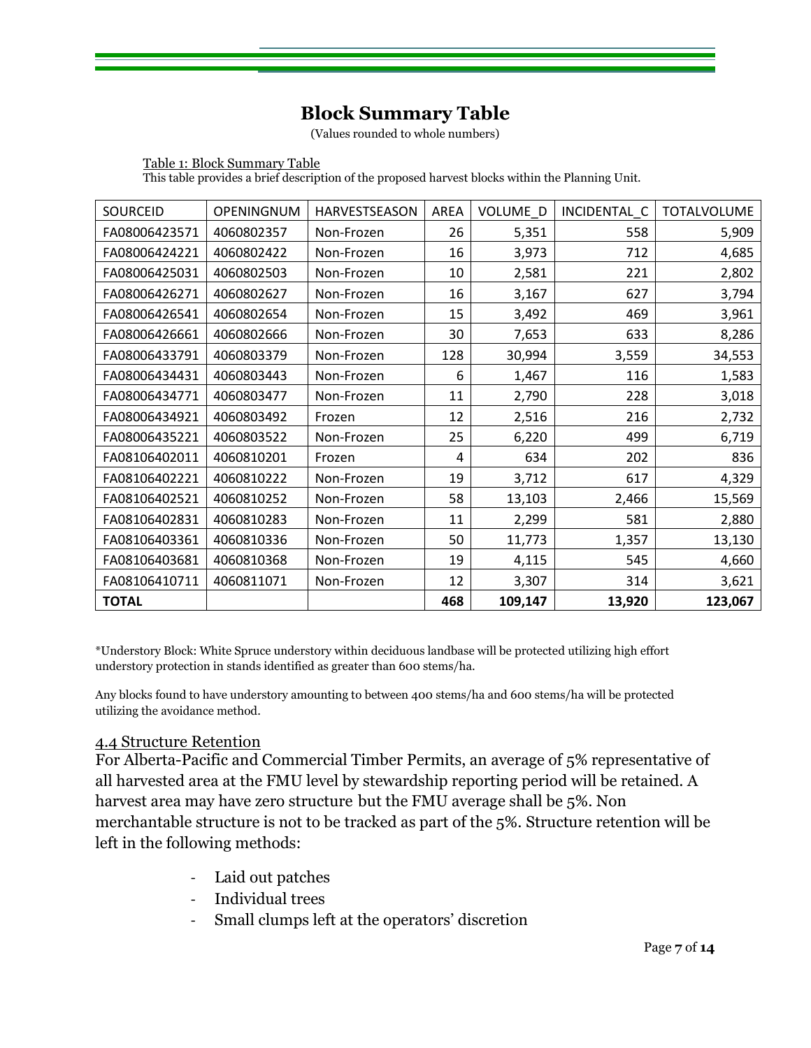# Block Summary Table

(Values rounded to whole numbers)

Table 1: Block Summary Table

This table provides a brief description of the proposed harvest blocks within the Planning Unit.

| SOURCEID | OPENINGNUM | HARVESTSEASON | AREA | VOLUME_D | INCIDENTAL_C | TOTALVOLUME |
|---|---|---|---|---|---|---|
| FA08006423571 | 4060802357 | Non-Frozen | 26 | 5,351 | 558 | 5,909 |
| FA08006424221 | 4060802422 | Non-Frozen | 16 | 3,973 | 712 | 4,685 |
| FA08006425031 | 4060802503 | Non-Frozen | 10 | 2,581 | 221 | 2,802 |
| FA08006426271 | 4060802627 | Non-Frozen | 16 | 3,167 | 627 | 3,794 |
| FA08006426541 | 4060802654 | Non-Frozen | 15 | 3,492 | 469 | 3,961 |
| FA08006426661 | 4060802666 | Non-Frozen | 30 | 7,653 | 633 | 8,286 |
| FA08006433791 | 4060803379 | Non-Frozen | 128 | 30,994 | 3,559 | 34,553 |
| FA08006434431 | 4060803443 | Non-Frozen | 6 | 1,467 | 116 | 1,583 |
| FA08006434771 | 4060803477 | Non-Frozen | 11 | 2,790 | 228 | 3,018 |
| FA08006434921 | 4060803492 | Frozen | 12 | 2,516 | 216 | 2,732 |
| FA08006435221 | 4060803522 | Non-Frozen | 25 | 6,220 | 499 | 6,719 |
| FA08106402011 | 4060810201 | Frozen | 4 | 634 | 202 | 836 |
| FA08106402221 | 4060810222 | Non-Frozen | 19 | 3,712 | 617 | 4,329 |
| FA08106402521 | 4060810252 | Non-Frozen | 58 | 13,103 | 2,466 | 15,569 |
| FA08106402831 | 4060810283 | Non-Frozen | 11 | 2,299 | 581 | 2,880 |
| FA08106403361 | 4060810336 | Non-Frozen | 50 | 11,773 | 1,357 | 13,130 |
| FA08106403681 | 4060810368 | Non-Frozen | 19 | 4,115 | 545 | 4,660 |
| FA08106410711 | 4060811071 | Non-Frozen | 12 | 3,307 | 314 | 3,621 |
| **TOTAL** | | | **468** | **109,147** | **13,920** | **123,067** |

*Understory Block: White Spruce understory within deciduous landbase will be protected utilizing high effort understory protection in stands identified as greater than 600 stems/ha.

Any blocks found to have understory amounting to between 400 stems/ha and 600 stems/ha will be protected utilizing the avoidance method.

## 4.4 Structure Retention

For Alberta-Pacific and Commercial Timber Permits, an average of 5% representative of all harvested area at the FMU level by stewardship reporting period will be retained. A harvest area may have zero structure but the FMU average shall be 5%. Non merchantable structure is not to be tracked as part of the 5%. Structure retention will be left in the following methods:

- Laid out patches
- Individual trees
- Small clumps left at the operators' discretion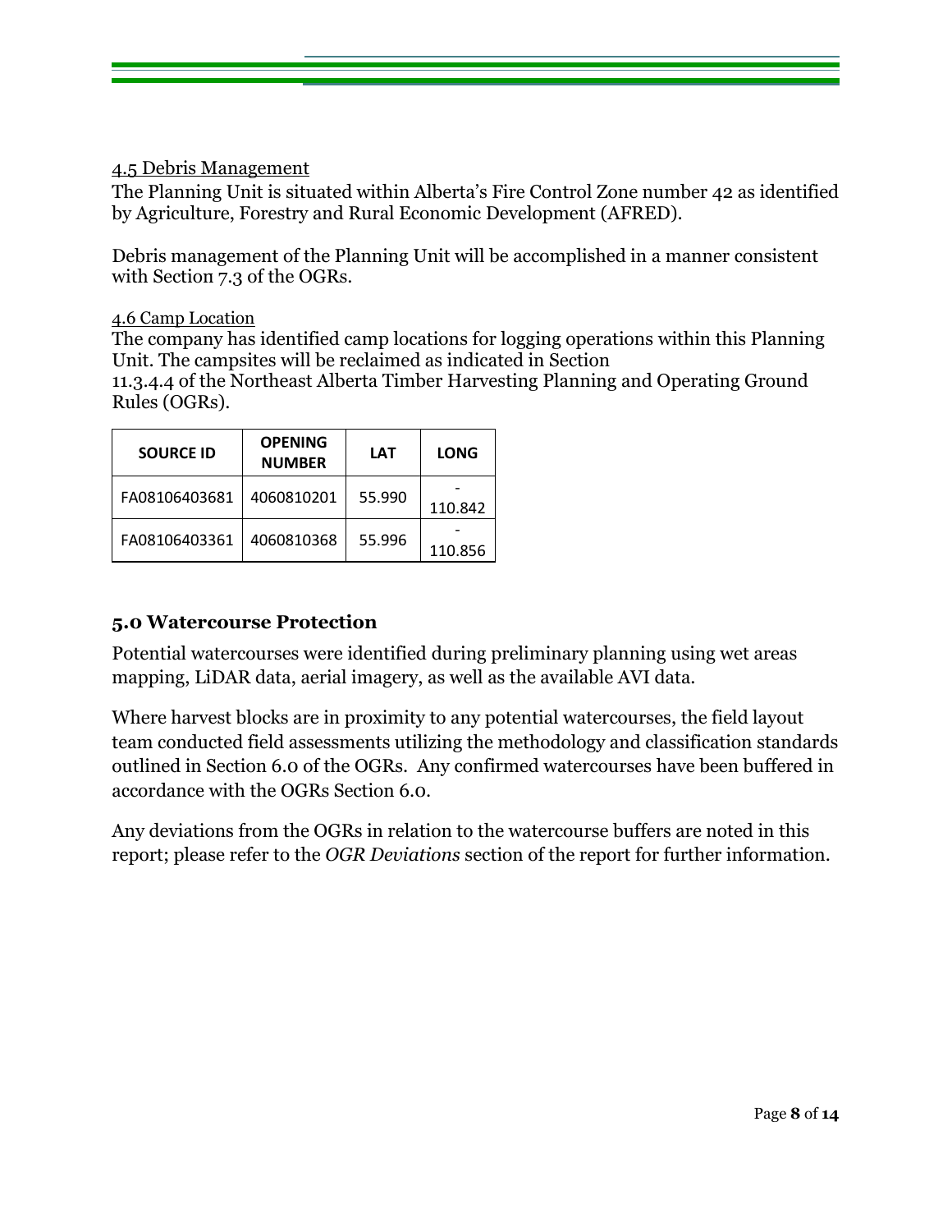### 4.5 Debris Management

The Planning Unit is situated within Alberta's Fire Control Zone number 42 as identified by Agriculture, Forestry and Rural Economic Development (AFRED).

Debris management of the Planning Unit will be accomplished in a manner consistent with Section 7.3 of the OGRs.

### 4.6 Camp Location

The company has identified camp locations for logging operations within this Planning Unit. The campsites will be reclaimed as indicated in Section 11.3.4.4 of the Northeast Alberta Timber Harvesting Planning and Operating Ground Rules (OGRs).

| SOURCE ID | OPENING NUMBER | LAT | LONG |
|---|---|---|---|
| FA08106403681 | 4060810201 | 55.990 | -110.842 |
| FA08106403361 | 4060810368 | 55.996 | -110.856 |

## 5.0 Watercourse Protection

Potential watercourses were identified during preliminary planning using wet areas mapping, LiDAR data, aerial imagery, as well as the available AVI data.

Where harvest blocks are in proximity to any potential watercourses, the field layout team conducted field assessments utilizing the methodology and classification standards outlined in Section 6.0 of the OGRs. Any confirmed watercourses have been buffered in accordance with the OGRs Section 6.0.

Any deviations from the OGRs in relation to the watercourse buffers are noted in this report; please refer to the *OGR Deviations* section of the report for further information.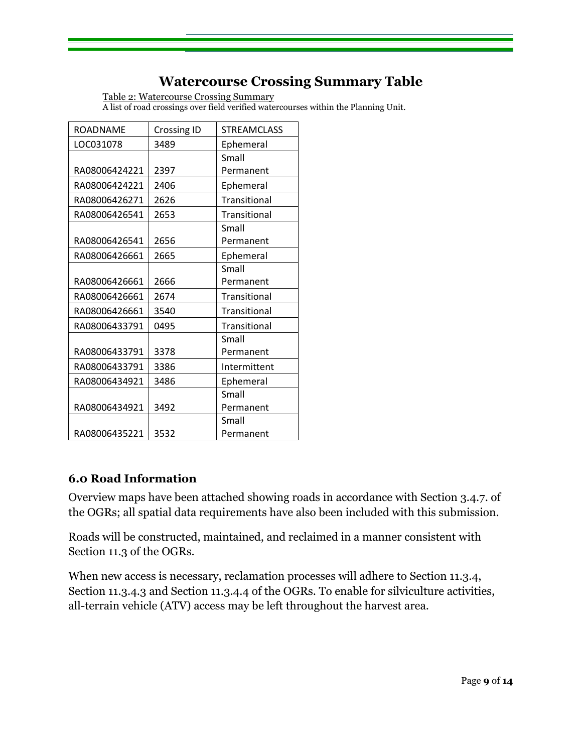# Watercourse Crossing Summary Table

Table 2: Watercourse Crossing Summary

A list of road crossings over field verified watercourses within the Planning Unit.

| ROADNAME | Crossing ID | STREAMCLASS |
|---|---|---|
| LOC031078 | 3489 | Ephemeral |
| RA08006424221 | 2397 | Small Permanent |
| RA08006424221 | 2406 | Ephemeral |
| RA08006426271 | 2626 | Transitional |
| RA08006426541 | 2653 | Transitional |
| RA08006426541 | 2656 | Small Permanent |
| RA08006426661 | 2665 | Ephemeral |
| RA08006426661 | 2666 | Small Permanent |
| RA08006426661 | 2674 | Transitional |
| RA08006426661 | 3540 | Transitional |
| RA08006433791 | 0495 | Transitional |
| RA08006433791 | 3378 | Small Permanent |
| RA08006433791 | 3386 | Intermittent |
| RA08006434921 | 3486 | Ephemeral |
| RA08006434921 | 3492 | Small Permanent |
| RA08006435221 | 3532 | Small Permanent |

## 6.0 Road Information

Overview maps have been attached showing roads in accordance with Section 3.4.7. of the OGRs; all spatial data requirements have also been included with this submission.

Roads will be constructed, maintained, and reclaimed in a manner consistent with Section 11.3 of the OGRs.

When new access is necessary, reclamation processes will adhere to Section 11.3.4, Section 11.3.4.3 and Section 11.3.4.4 of the OGRs. To enable for silviculture activities, all-terrain vehicle (ATV) access may be left throughout the harvest area.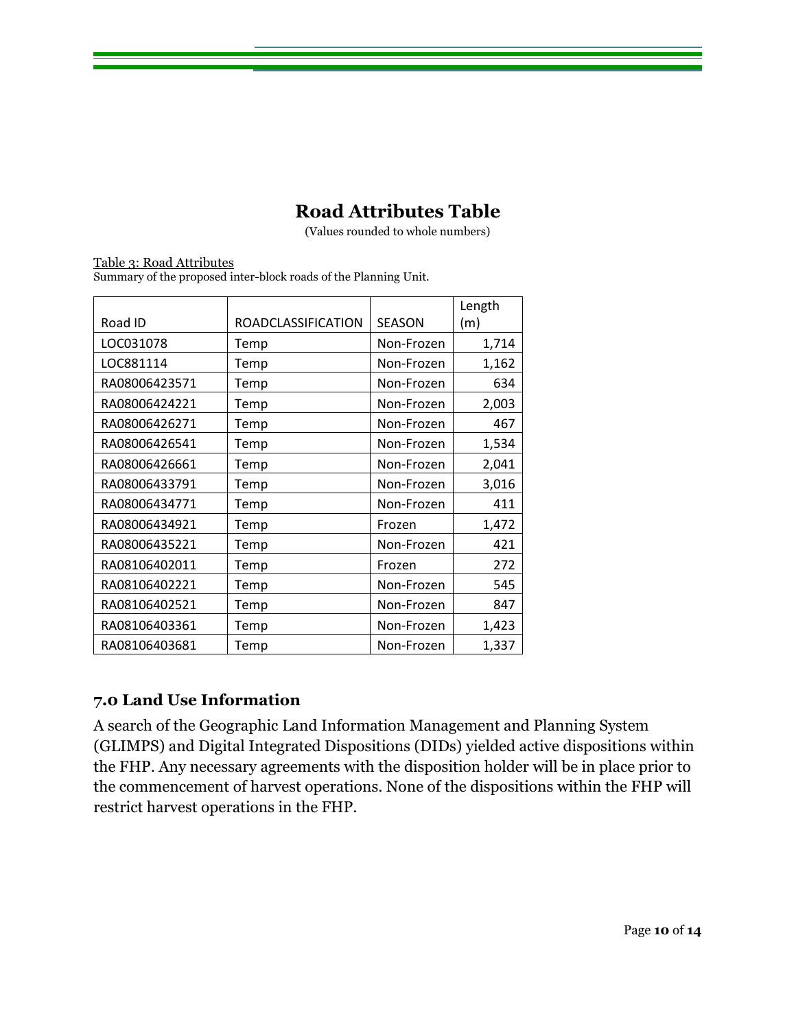## Road Attributes Table

(Values rounded to whole numbers)

Table 3: Road Attributes

Summary of the proposed inter-block roads of the Planning Unit.

| Road ID | ROADCLASSIFICATION | SEASON | Length (m) |
|---|---|---|---|
| LOC031078 | Temp | Non-Frozen | 1,714 |
| LOC881114 | Temp | Non-Frozen | 1,162 |
| RA08006423571 | Temp | Non-Frozen | 634 |
| RA08006424221 | Temp | Non-Frozen | 2,003 |
| RA08006426271 | Temp | Non-Frozen | 467 |
| RA08006426541 | Temp | Non-Frozen | 1,534 |
| RA08006426661 | Temp | Non-Frozen | 2,041 |
| RA08006433791 | Temp | Non-Frozen | 3,016 |
| RA08006434771 | Temp | Non-Frozen | 411 |
| RA08006434921 | Temp | Frozen | 1,472 |
| RA08006435221 | Temp | Non-Frozen | 421 |
| RA08106402011 | Temp | Frozen | 272 |
| RA08106402221 | Temp | Non-Frozen | 545 |
| RA08106402521 | Temp | Non-Frozen | 847 |
| RA08106403361 | Temp | Non-Frozen | 1,423 |
| RA08106403681 | Temp | Non-Frozen | 1,337 |

### 7.0 Land Use Information

A search of the Geographic Land Information Management and Planning System (GLIMPS) and Digital Integrated Dispositions (DIDs) yielded active dispositions within the FHP. Any necessary agreements with the disposition holder will be in place prior to the commencement of harvest operations. None of the dispositions within the FHP will restrict harvest operations in the FHP.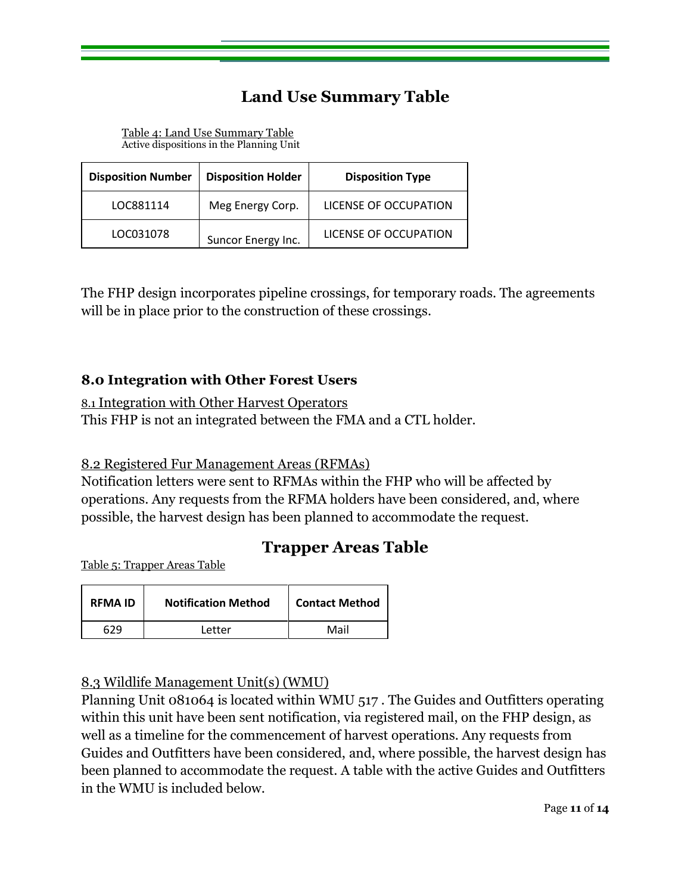## Land Use Summary Table

Table 4: Land Use Summary Table
Active dispositions in the Planning Unit

| Disposition Number | Disposition Holder | Disposition Type |
|---|---|---|
| LOC881114 | Meg Energy Corp. | LICENSE OF OCCUPATION |
| LOC031078 | Suncor Energy Inc. | LICENSE OF OCCUPATION |

The FHP design incorporates pipeline crossings, for temporary roads. The agreements will be in place prior to the construction of these crossings.

### 8.0 Integration with Other Forest Users

8.1 Integration with Other Harvest Operators

This FHP is not an integrated between the FMA and a CTL holder.

8.2 Registered Fur Management Areas (RFMAs)

Notification letters were sent to RFMAs within the FHP who will be affected by operations. Any requests from the RFMA holders have been considered, and, where possible, the harvest design has been planned to accommodate the request.

## Trapper Areas Table

Table 5: Trapper Areas Table

| RFMA ID | Notification Method | Contact Method |
|---|---|---|
| 629 | Letter | Mail |

8.3 Wildlife Management Unit(s) (WMU)

Planning Unit 081064 is located within WMU 517 . The Guides and Outfitters operating within this unit have been sent notification, via registered mail, on the FHP design, as well as a timeline for the commencement of harvest operations. Any requests from Guides and Outfitters have been considered, and, where possible, the harvest design has been planned to accommodate the request. A table with the active Guides and Outfitters in the WMU is included below.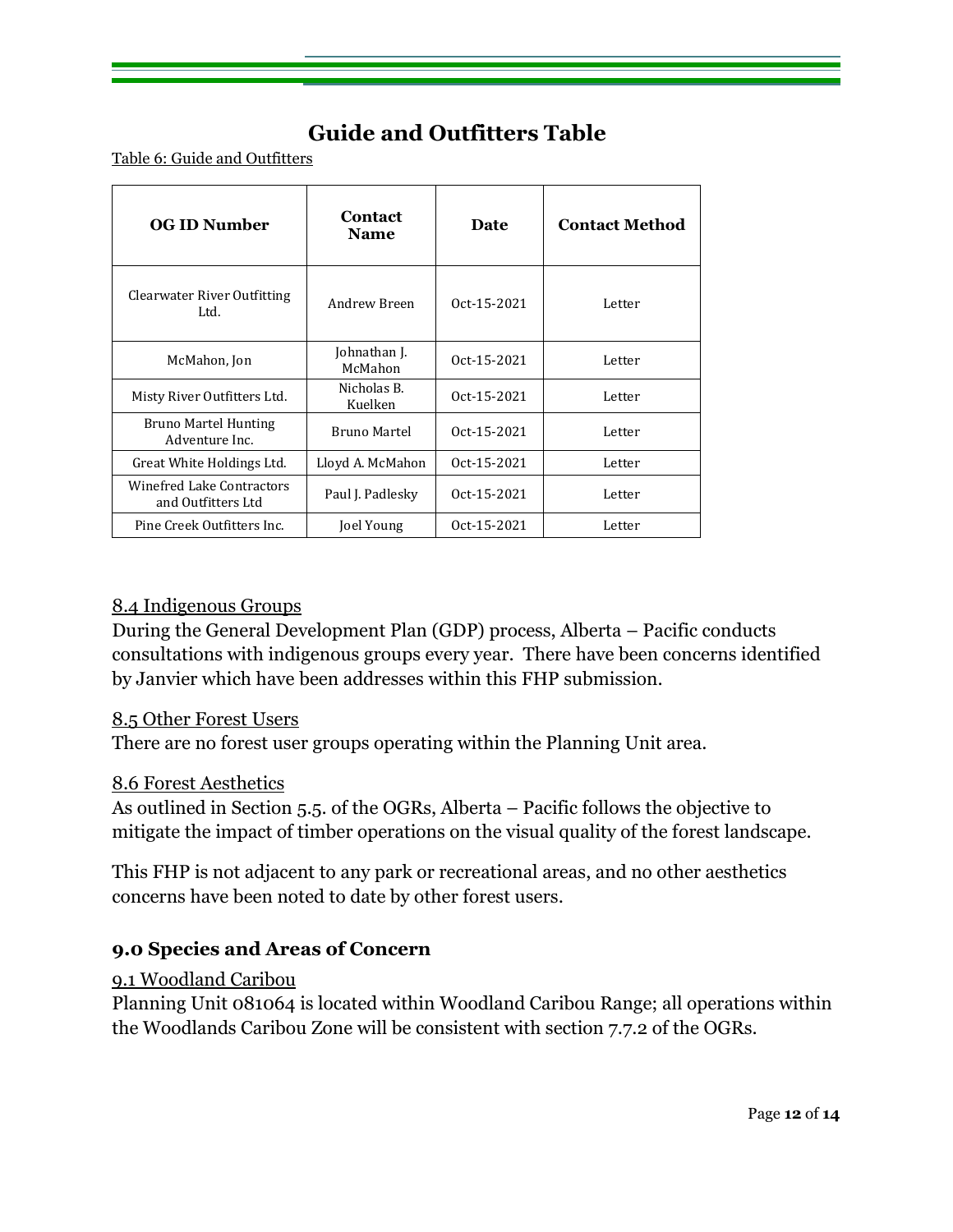# Guide and Outfitters Table

Table 6: Guide and Outfitters

| OG ID Number | Contact Name | Date | Contact Method |
|---|---|---|---|
| Clearwater River Outfitting Ltd. | Andrew Breen | Oct-15-2021 | Letter |
| McMahon, Jon | Johnathan J. McMahon | Oct-15-2021 | Letter |
| Misty River Outfitters Ltd. | Nicholas B. Kuelken | Oct-15-2021 | Letter |
| Bruno Martel Hunting Adventure Inc. | Bruno Martel | Oct-15-2021 | Letter |
| Great White Holdings Ltd. | Lloyd A. McMahon | Oct-15-2021 | Letter |
| Winefred Lake Contractors and Outfitters Ltd | Paul J. Padlesky | Oct-15-2021 | Letter |
| Pine Creek Outfitters Inc. | Joel Young | Oct-15-2021 | Letter |

### 8.4 Indigenous Groups

During the General Development Plan (GDP) process, Alberta – Pacific conducts consultations with indigenous groups every year. There have been concerns identified by Janvier which have been addresses within this FHP submission.

### 8.5 Other Forest Users

There are no forest user groups operating within the Planning Unit area.

### 8.6 Forest Aesthetics

As outlined in Section 5.5. of the OGRs, Alberta – Pacific follows the objective to mitigate the impact of timber operations on the visual quality of the forest landscape.

This FHP is not adjacent to any park or recreational areas, and no other aesthetics concerns have been noted to date by other forest users.

## 9.0 Species and Areas of Concern

### 9.1 Woodland Caribou

Planning Unit 081064 is located within Woodland Caribou Range; all operations within the Woodlands Caribou Zone will be consistent with section 7.7.2 of the OGRs.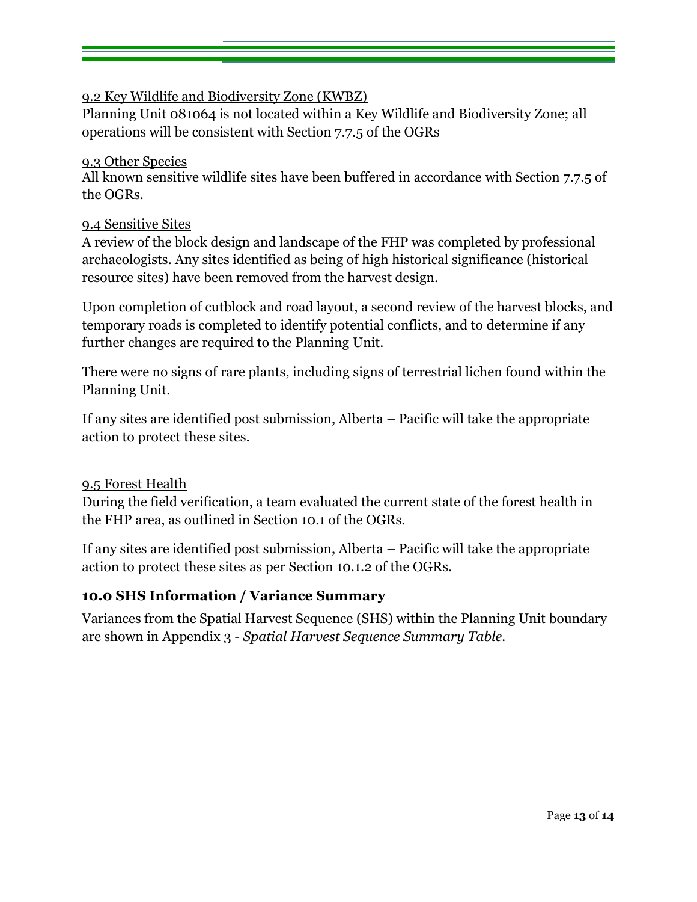9.2 Key Wildlife and Biodiversity Zone (KWBZ)

Planning Unit 081064 is not located within a Key Wildlife and Biodiversity Zone; all operations will be consistent with Section 7.7.5 of the OGRs

9.3 Other Species

All known sensitive wildlife sites have been buffered in accordance with Section 7.7.5 of the OGRs.

9.4 Sensitive Sites

A review of the block design and landscape of the FHP was completed by professional archaeologists. Any sites identified as being of high historical significance (historical resource sites) have been removed from the harvest design.

Upon completion of cutblock and road layout, a second review of the harvest blocks, and temporary roads is completed to identify potential conflicts, and to determine if any further changes are required to the Planning Unit.

There were no signs of rare plants, including signs of terrestrial lichen found within the Planning Unit.

If any sites are identified post submission, Alberta – Pacific will take the appropriate action to protect these sites.

9.5 Forest Health

During the field verification, a team evaluated the current state of the forest health in the FHP area, as outlined in Section 10.1 of the OGRs.

If any sites are identified post submission, Alberta – Pacific will take the appropriate action to protect these sites as per Section 10.1.2 of the OGRs.

## 10.0 SHS Information / Variance Summary

Variances from the Spatial Harvest Sequence (SHS) within the Planning Unit boundary are shown in Appendix 3 - *Spatial Harvest Sequence Summary Table*.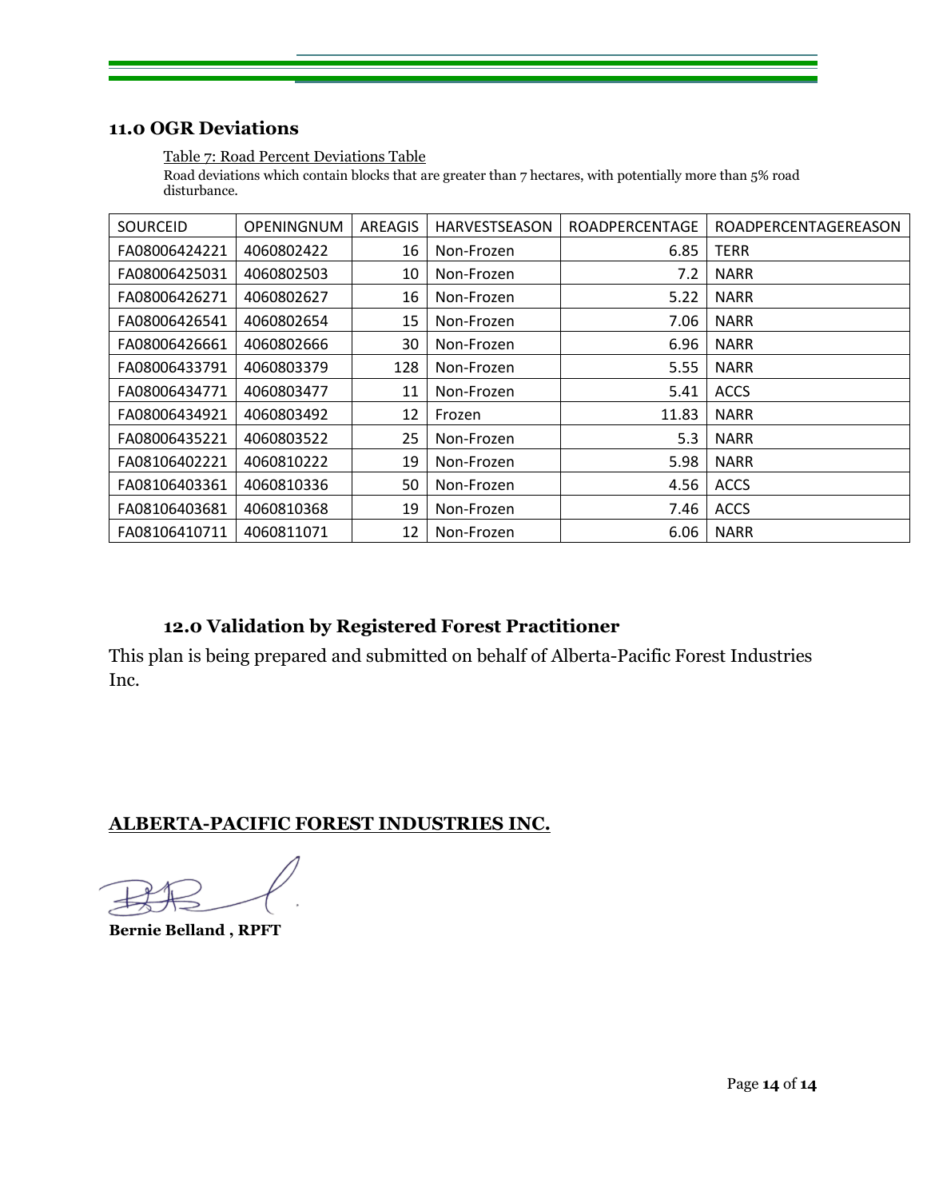## 11.0 OGR Deviations

Table 7: Road Percent Deviations Table

Road deviations which contain blocks that are greater than 7 hectares, with potentially more than 5% road disturbance.

| SOURCEID | OPENINGNUM | AREAGIS | HARVESTSEASON | ROADPERCENTAGE | ROADPERCENTAGEREASON |
|---|---|---|---|---|---|
| FA08006424221 | 4060802422 | 16 | Non-Frozen | 6.85 | TERR |
| FA08006425031 | 4060802503 | 10 | Non-Frozen | 7.2 | NARR |
| FA08006426271 | 4060802627 | 16 | Non-Frozen | 5.22 | NARR |
| FA08006426541 | 4060802654 | 15 | Non-Frozen | 7.06 | NARR |
| FA08006426661 | 4060802666 | 30 | Non-Frozen | 6.96 | NARR |
| FA08006433791 | 4060803379 | 128 | Non-Frozen | 5.55 | NARR |
| FA08006434771 | 4060803477 | 11 | Non-Frozen | 5.41 | ACCS |
| FA08006434921 | 4060803492 | 12 | Frozen | 11.83 | NARR |
| FA08006435221 | 4060803522 | 25 | Non-Frozen | 5.3 | NARR |
| FA08106402221 | 4060810222 | 19 | Non-Frozen | 5.98 | NARR |
| FA08106403361 | 4060810336 | 50 | Non-Frozen | 4.56 | ACCS |
| FA08106403681 | 4060810368 | 19 | Non-Frozen | 7.46 | ACCS |
| FA08106410711 | 4060811071 | 12 | Non-Frozen | 6.06 | NARR |

### 12.0 Validation by Registered Forest Practitioner

This plan is being prepared and submitted on behalf of Alberta-Pacific Forest Industries Inc.

**ALBERTA-PACIFIC FOREST INDUSTRIES INC.**

**Bernie Belland , RPFT**